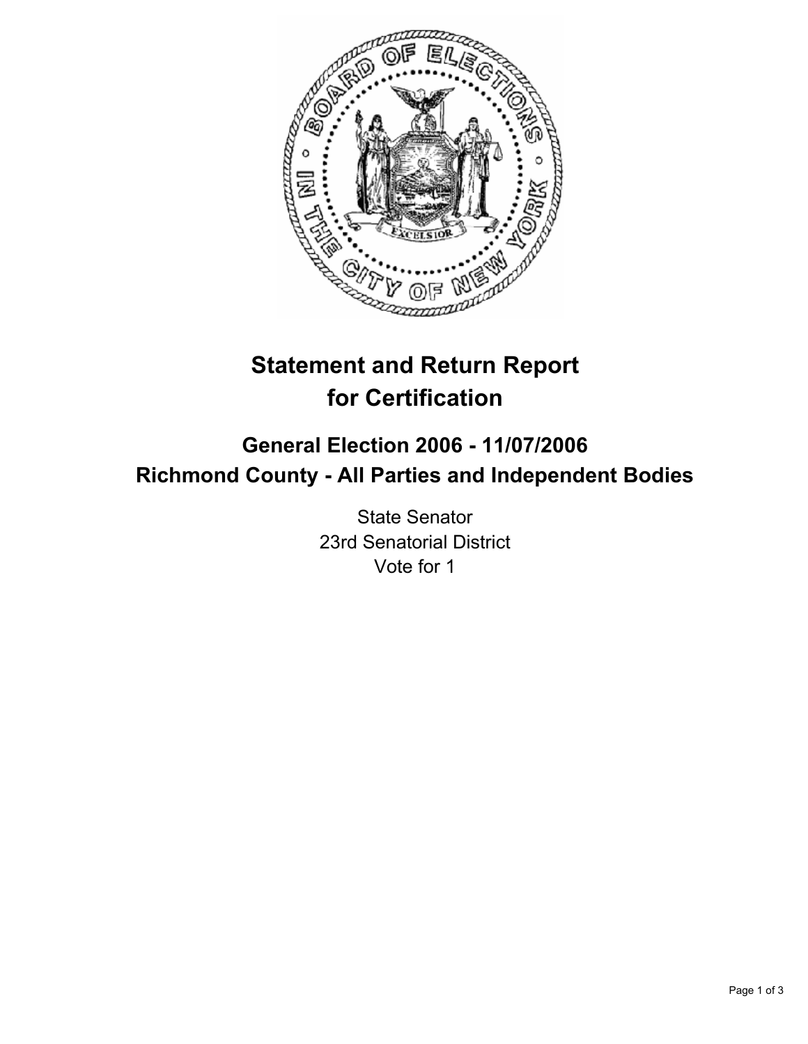# Statement and Return Report for Certification

## General Election 2006 - 11/07/2006
## Richmond County - All Parties and Independent Bodies

State Senator
23rd Senatorial District
Vote for 1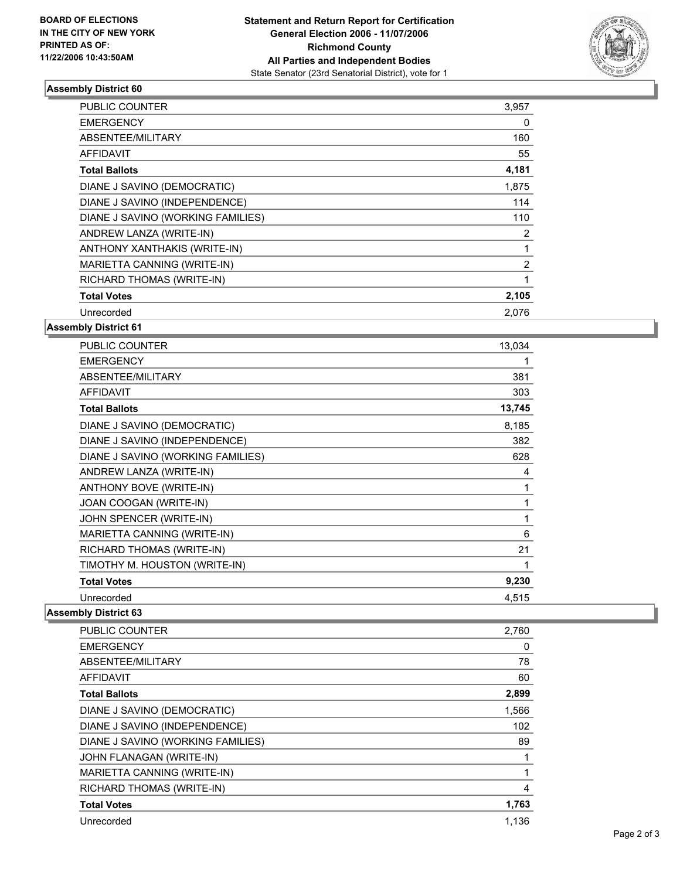**BOARD OF ELECTIONS IN THE CITY OF NEW YORK PRINTED AS OF: 11/22/2006 10:43:50AM**

**Statement and Return Report for Certification General Election 2006 - 11/07/2006 Richmond County All Parties and Independent Bodies**
State Senator (23rd Senatorial District), vote for 1

## Assembly District 60

| | |
|---|---|
| PUBLIC COUNTER | 3,957 |
| EMERGENCY | 0 |
| ABSENTEE/MILITARY | 160 |
| AFFIDAVIT | 55 |
| **Total Ballots** | **4,181** |
| DIANE J SAVINO (DEMOCRATIC) | 1,875 |
| DIANE J SAVINO (INDEPENDENCE) | 114 |
| DIANE J SAVINO (WORKING FAMILIES) | 110 |
| ANDREW LANZA (WRITE-IN) | 2 |
| ANTHONY XANTHAKIS (WRITE-IN) | 1 |
| MARIETTA CANNING (WRITE-IN) | 2 |
| RICHARD THOMAS (WRITE-IN) | 1 |
| **Total Votes** | **2,105** |
| Unrecorded | 2,076 |

## Assembly District 61

| | |
|---|---|
| PUBLIC COUNTER | 13,034 |
| EMERGENCY | 1 |
| ABSENTEE/MILITARY | 381 |
| AFFIDAVIT | 303 |
| **Total Ballots** | **13,745** |
| DIANE J SAVINO (DEMOCRATIC) | 8,185 |
| DIANE J SAVINO (INDEPENDENCE) | 382 |
| DIANE J SAVINO (WORKING FAMILIES) | 628 |
| ANDREW LANZA (WRITE-IN) | 4 |
| ANTHONY BOVE (WRITE-IN) | 1 |
| JOAN COOGAN (WRITE-IN) | 1 |
| JOHN SPENCER (WRITE-IN) | 1 |
| MARIETTA CANNING (WRITE-IN) | 6 |
| RICHARD THOMAS (WRITE-IN) | 21 |
| TIMOTHY M. HOUSTON (WRITE-IN) | 1 |
| **Total Votes** | **9,230** |
| Unrecorded | 4,515 |

## Assembly District 63

| | |
|---|---|
| PUBLIC COUNTER | 2,760 |
| EMERGENCY | 0 |
| ABSENTEE/MILITARY | 78 |
| AFFIDAVIT | 60 |
| **Total Ballots** | **2,899** |
| DIANE J SAVINO (DEMOCRATIC) | 1,566 |
| DIANE J SAVINO (INDEPENDENCE) | 102 |
| DIANE J SAVINO (WORKING FAMILIES) | 89 |
| JOHN FLANAGAN (WRITE-IN) | 1 |
| MARIETTA CANNING (WRITE-IN) | 1 |
| RICHARD THOMAS (WRITE-IN) | 4 |
| **Total Votes** | **1,763** |
| Unrecorded | 1,136 |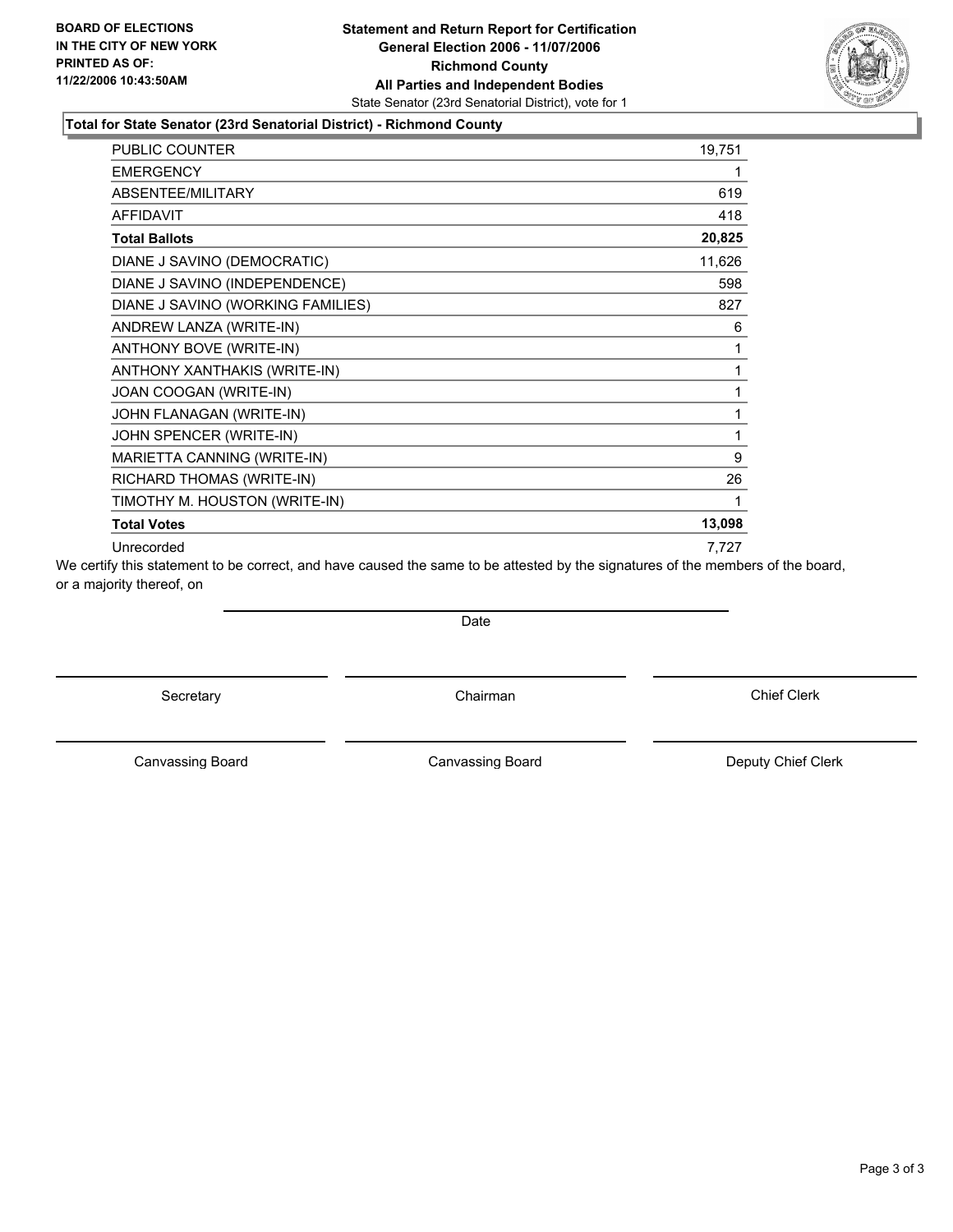**BOARD OF ELECTIONS IN THE CITY OF NEW YORK PRINTED AS OF: 11/22/2006 10:43:50AM**

**Statement and Return Report for Certification**
**General Election 2006 - 11/07/2006**
**Richmond County**
**All Parties and Independent Bodies**
State Senator (23rd Senatorial District), vote for 1

### Total for State Senator (23rd Senatorial District) - Richmond County

| | |
|---|---|
| PUBLIC COUNTER | 19,751 |
| EMERGENCY | 1 |
| ABSENTEE/MILITARY | 619 |
| AFFIDAVIT | 418 |
| **Total Ballots** | **20,825** |
| DIANE J SAVINO (DEMOCRATIC) | 11,626 |
| DIANE J SAVINO (INDEPENDENCE) | 598 |
| DIANE J SAVINO (WORKING FAMILIES) | 827 |
| ANDREW LANZA (WRITE-IN) | 6 |
| ANTHONY BOVE (WRITE-IN) | 1 |
| ANTHONY XANTHAKIS (WRITE-IN) | 1 |
| JOAN COOGAN (WRITE-IN) | 1 |
| JOHN FLANAGAN (WRITE-IN) | 1 |
| JOHN SPENCER (WRITE-IN) | 1 |
| MARIETTA CANNING (WRITE-IN) | 9 |
| RICHARD THOMAS (WRITE-IN) | 26 |
| TIMOTHY M. HOUSTON (WRITE-IN) | 1 |
| **Total Votes** | **13,098** |
| Unrecorded | 7,727 |

We certify this statement to be correct, and have caused the same to be attested by the signatures of the members of the board, or a majority thereof, on

Date

Secretary | Chairman | Chief Clerk

Canvassing Board | Canvassing Board | Deputy Chief Clerk